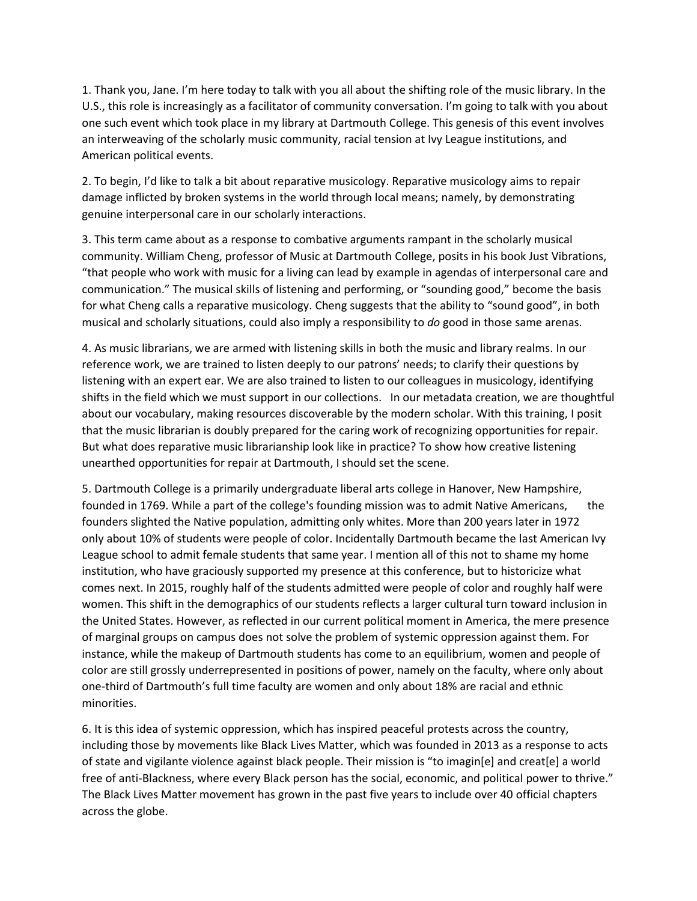1. Thank you, Jane. I'm here today to talk with you all about the shifting role of the music library. In the U.S., this role is increasingly as a facilitator of community conversation. I'm going to talk with you about one such event which took place in my library at Dartmouth College. This genesis of this event involves an interweaving of the scholarly music community, racial tension at Ivy League institutions, and American political events.

2. To begin, I'd like to talk a bit about reparative musicology. Reparative musicology aims to repair damage inflicted by broken systems in the world through local means; namely, by demonstrating genuine interpersonal care in our scholarly interactions.

3. This term came about as a response to combative arguments rampant in the scholarly musical community. William Cheng, professor of Music at Dartmouth College, posits in his book Just Vibrations, "that people who work with music for a living can lead by example in agendas of interpersonal care and communication." The musical skills of listening and performing, or "sounding good," become the basis for what Cheng calls a reparative musicology. Cheng suggests that the ability to "sound good", in both musical and scholarly situations, could also imply a responsibility to *do* good in those same arenas.

4. As music librarians, we are armed with listening skills in both the music and library realms. In our reference work, we are trained to listen deeply to our patrons' needs; to clarify their questions by listening with an expert ear. We are also trained to listen to our colleagues in musicology, identifying shifts in the field which we must support in our collections. In our metadata creation, we are thoughtful about our vocabulary, making resources discoverable by the modern scholar. With this training, I posit that the music librarian is doubly prepared for the caring work of recognizing opportunities for repair. But what does reparative music librarianship look like in practice? To show how creative listening unearthed opportunities for repair at Dartmouth, I should set the scene.

5. Dartmouth College is a primarily undergraduate liberal arts college in Hanover, New Hampshire, founded in 1769. While a part of the college's founding mission was to admit Native Americans, the founders slighted the Native population, admitting only whites. More than 200 years later in 1972 only about 10% of students were people of color. Incidentally Dartmouth became the last American Ivy League school to admit female students that same year. I mention all of this not to shame my home institution, who have graciously supported my presence at this conference, but to historicize what comes next. In 2015, roughly half of the students admitted were people of color and roughly half were women. This shift in the demographics of our students reflects a larger cultural turn toward inclusion in the United States. However, as reflected in our current political moment in America, the mere presence of marginal groups on campus does not solve the problem of systemic oppression against them. For instance, while the makeup of Dartmouth students has come to an equilibrium, women and people of color are still grossly underrepresented in positions of power, namely on the faculty, where only about one-third of Dartmouth's full time faculty are women and only about 18% are racial and ethnic minorities.

6. It is this idea of systemic oppression, which has inspired peaceful protests across the country, including those by movements like Black Lives Matter, which was founded in 2013 as a response to acts of state and vigilante violence against black people. Their mission is "to imagin[e] and creat[e] a world free of anti-Blackness, where every Black person has the social, economic, and political power to thrive." The Black Lives Matter movement has grown in the past five years to include over 40 official chapters across the globe.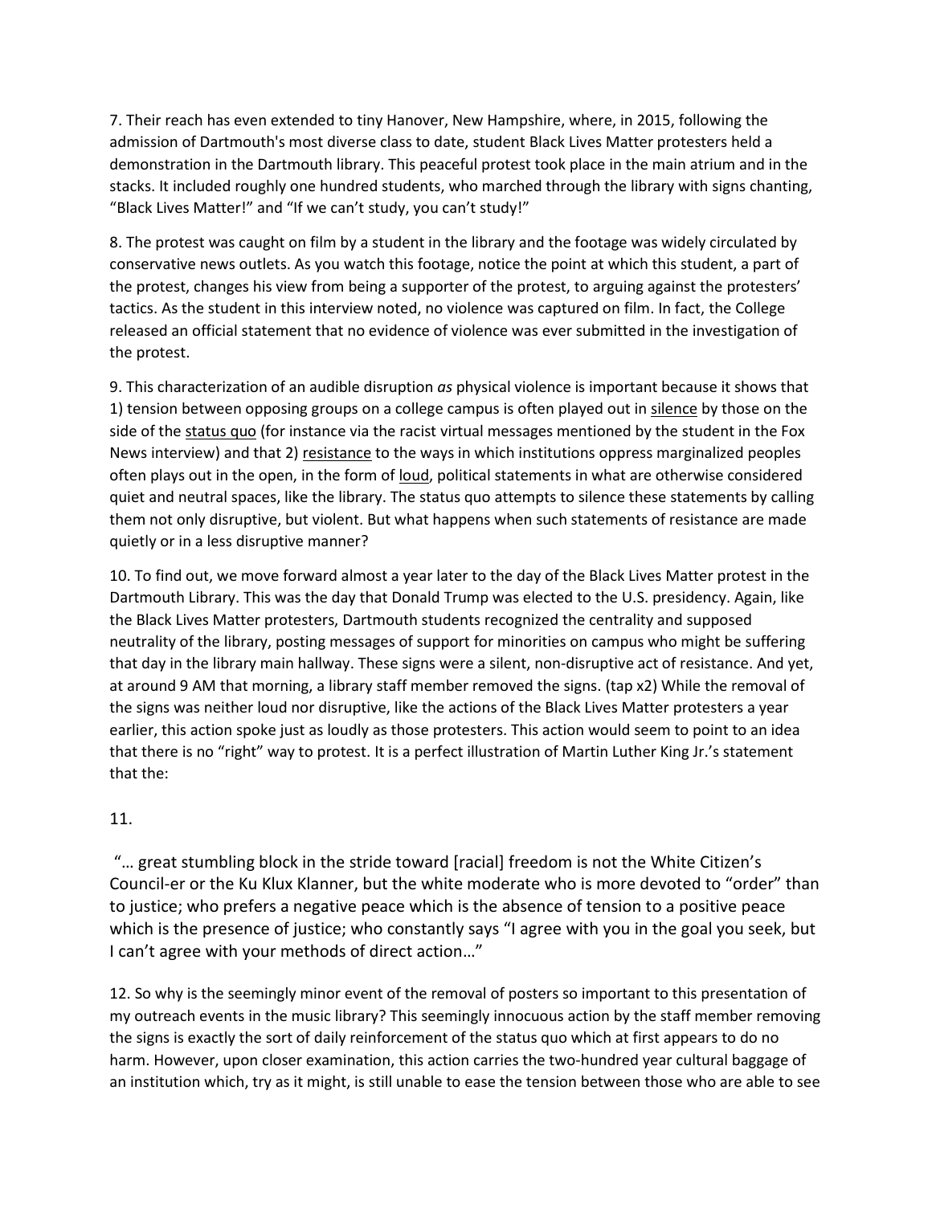7. Their reach has even extended to tiny Hanover, New Hampshire, where, in 2015, following the admission of Dartmouth's most diverse class to date, student Black Lives Matter protesters held a demonstration in the Dartmouth library. This peaceful protest took place in the main atrium and in the stacks. It included roughly one hundred students, who marched through the library with signs chanting, "Black Lives Matter!" and "If we can't study, you can't study!"

8. The protest was caught on film by a student in the library and the footage was widely circulated by conservative news outlets. As you watch this footage, notice the point at which this student, a part of the protest, changes his view from being a supporter of the protest, to arguing against the protesters' tactics. As the student in this interview noted, no violence was captured on film. In fact, the College released an official statement that no evidence of violence was ever submitted in the investigation of the protest.

9. This characterization of an audible disruption *as* physical violence is important because it shows that 1) tension between opposing groups on a college campus is often played out in <u>silence</u> by those on the side of the <u>status quo</u> (for instance via the racist virtual messages mentioned by the student in the Fox News interview) and that 2) <u>resistance</u> to the ways in which institutions oppress marginalized peoples often plays out in the open, in the form of <u>loud</u>, political statements in what are otherwise considered quiet and neutral spaces, like the library. The status quo attempts to silence these statements by calling them not only disruptive, but violent. But what happens when such statements of resistance are made quietly or in a less disruptive manner?

10. To find out, we move forward almost a year later to the day of the Black Lives Matter protest in the Dartmouth Library. This was the day that Donald Trump was elected to the U.S. presidency. Again, like the Black Lives Matter protesters, Dartmouth students recognized the centrality and supposed neutrality of the library, posting messages of support for minorities on campus who might be suffering that day in the library main hallway. These signs were a silent, non-disruptive act of resistance. And yet, at around 9 AM that morning, a library staff member removed the signs. (tap x2) While the removal of the signs was neither loud nor disruptive, like the actions of the Black Lives Matter protesters a year earlier, this action spoke just as loudly as those protesters. This action would seem to point to an idea that there is no "right" way to protest. It is a perfect illustration of Martin Luther King Jr.'s statement that the:

11.

"… great stumbling block in the stride toward [racial] freedom is not the White Citizen's Council-er or the Ku Klux Klanner, but the white moderate who is more devoted to "order" than to justice; who prefers a negative peace which is the absence of tension to a positive peace which is the presence of justice; who constantly says "I agree with you in the goal you seek, but I can't agree with your methods of direct action…"

12. So why is the seemingly minor event of the removal of posters so important to this presentation of my outreach events in the music library? This seemingly innocuous action by the staff member removing the signs is exactly the sort of daily reinforcement of the status quo which at first appears to do no harm. However, upon closer examination, this action carries the two-hundred year cultural baggage of an institution which, try as it might, is still unable to ease the tension between those who are able to see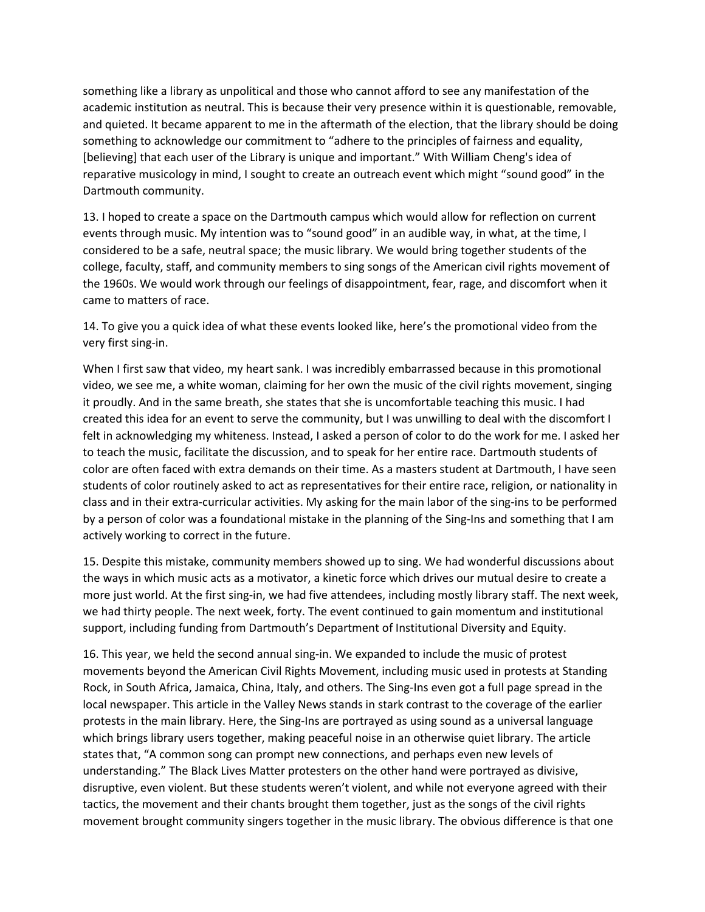something like a library as unpolitical and those who cannot afford to see any manifestation of the academic institution as neutral. This is because their very presence within it is questionable, removable, and quieted. It became apparent to me in the aftermath of the election, that the library should be doing something to acknowledge our commitment to "adhere to the principles of fairness and equality, [believing] that each user of the Library is unique and important." With William Cheng's idea of reparative musicology in mind, I sought to create an outreach event which might "sound good" in the Dartmouth community.

13. I hoped to create a space on the Dartmouth campus which would allow for reflection on current events through music. My intention was to "sound good" in an audible way, in what, at the time, I considered to be a safe, neutral space; the music library. We would bring together students of the college, faculty, staff, and community members to sing songs of the American civil rights movement of the 1960s. We would work through our feelings of disappointment, fear, rage, and discomfort when it came to matters of race.

14. To give you a quick idea of what these events looked like, here's the promotional video from the very first sing-in.

When I first saw that video, my heart sank. I was incredibly embarrassed because in this promotional video, we see me, a white woman, claiming for her own the music of the civil rights movement, singing it proudly. And in the same breath, she states that she is uncomfortable teaching this music. I had created this idea for an event to serve the community, but I was unwilling to deal with the discomfort I felt in acknowledging my whiteness. Instead, I asked a person of color to do the work for me. I asked her to teach the music, facilitate the discussion, and to speak for her entire race. Dartmouth students of color are often faced with extra demands on their time. As a masters student at Dartmouth, I have seen students of color routinely asked to act as representatives for their entire race, religion, or nationality in class and in their extra-curricular activities. My asking for the main labor of the sing-ins to be performed by a person of color was a foundational mistake in the planning of the Sing-Ins and something that I am actively working to correct in the future.

15. Despite this mistake, community members showed up to sing. We had wonderful discussions about the ways in which music acts as a motivator, a kinetic force which drives our mutual desire to create a more just world. At the first sing-in, we had five attendees, including mostly library staff. The next week, we had thirty people. The next week, forty. The event continued to gain momentum and institutional support, including funding from Dartmouth's Department of Institutional Diversity and Equity.

16. This year, we held the second annual sing-in. We expanded to include the music of protest movements beyond the American Civil Rights Movement, including music used in protests at Standing Rock, in South Africa, Jamaica, China, Italy, and others. The Sing-Ins even got a full page spread in the local newspaper. This article in the Valley News stands in stark contrast to the coverage of the earlier protests in the main library. Here, the Sing-Ins are portrayed as using sound as a universal language which brings library users together, making peaceful noise in an otherwise quiet library. The article states that, "A common song can prompt new connections, and perhaps even new levels of understanding." The Black Lives Matter protesters on the other hand were portrayed as divisive, disruptive, even violent. But these students weren't violent, and while not everyone agreed with their tactics, the movement and their chants brought them together, just as the songs of the civil rights movement brought community singers together in the music library. The obvious difference is that one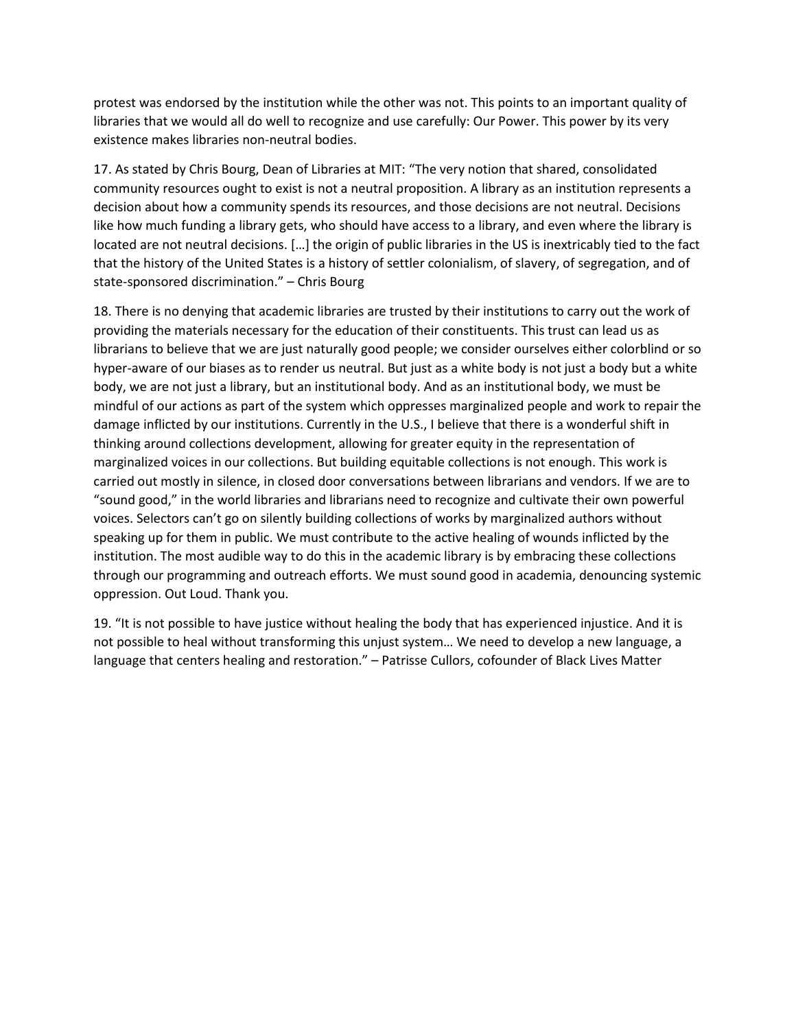protest was endorsed by the institution while the other was not. This points to an important quality of libraries that we would all do well to recognize and use carefully: Our Power. This power by its very existence makes libraries non-neutral bodies.

17. As stated by Chris Bourg, Dean of Libraries at MIT: "The very notion that shared, consolidated community resources ought to exist is not a neutral proposition. A library as an institution represents a decision about how a community spends its resources, and those decisions are not neutral. Decisions like how much funding a library gets, who should have access to a library, and even where the library is located are not neutral decisions. […] the origin of public libraries in the US is inextricably tied to the fact that the history of the United States is a history of settler colonialism, of slavery, of segregation, and of state-sponsored discrimination." – Chris Bourg

18. There is no denying that academic libraries are trusted by their institutions to carry out the work of providing the materials necessary for the education of their constituents. This trust can lead us as librarians to believe that we are just naturally good people; we consider ourselves either colorblind or so hyper-aware of our biases as to render us neutral. But just as a white body is not just a body but a white body, we are not just a library, but an institutional body. And as an institutional body, we must be mindful of our actions as part of the system which oppresses marginalized people and work to repair the damage inflicted by our institutions. Currently in the U.S., I believe that there is a wonderful shift in thinking around collections development, allowing for greater equity in the representation of marginalized voices in our collections. But building equitable collections is not enough. This work is carried out mostly in silence, in closed door conversations between librarians and vendors. If we are to "sound good," in the world libraries and librarians need to recognize and cultivate their own powerful voices. Selectors can't go on silently building collections of works by marginalized authors without speaking up for them in public. We must contribute to the active healing of wounds inflicted by the institution. The most audible way to do this in the academic library is by embracing these collections through our programming and outreach efforts. We must sound good in academia, denouncing systemic oppression. Out Loud. Thank you.

19. "It is not possible to have justice without healing the body that has experienced injustice. And it is not possible to heal without transforming this unjust system… We need to develop a new language, a language that centers healing and restoration." – Patrisse Cullors, cofounder of Black Lives Matter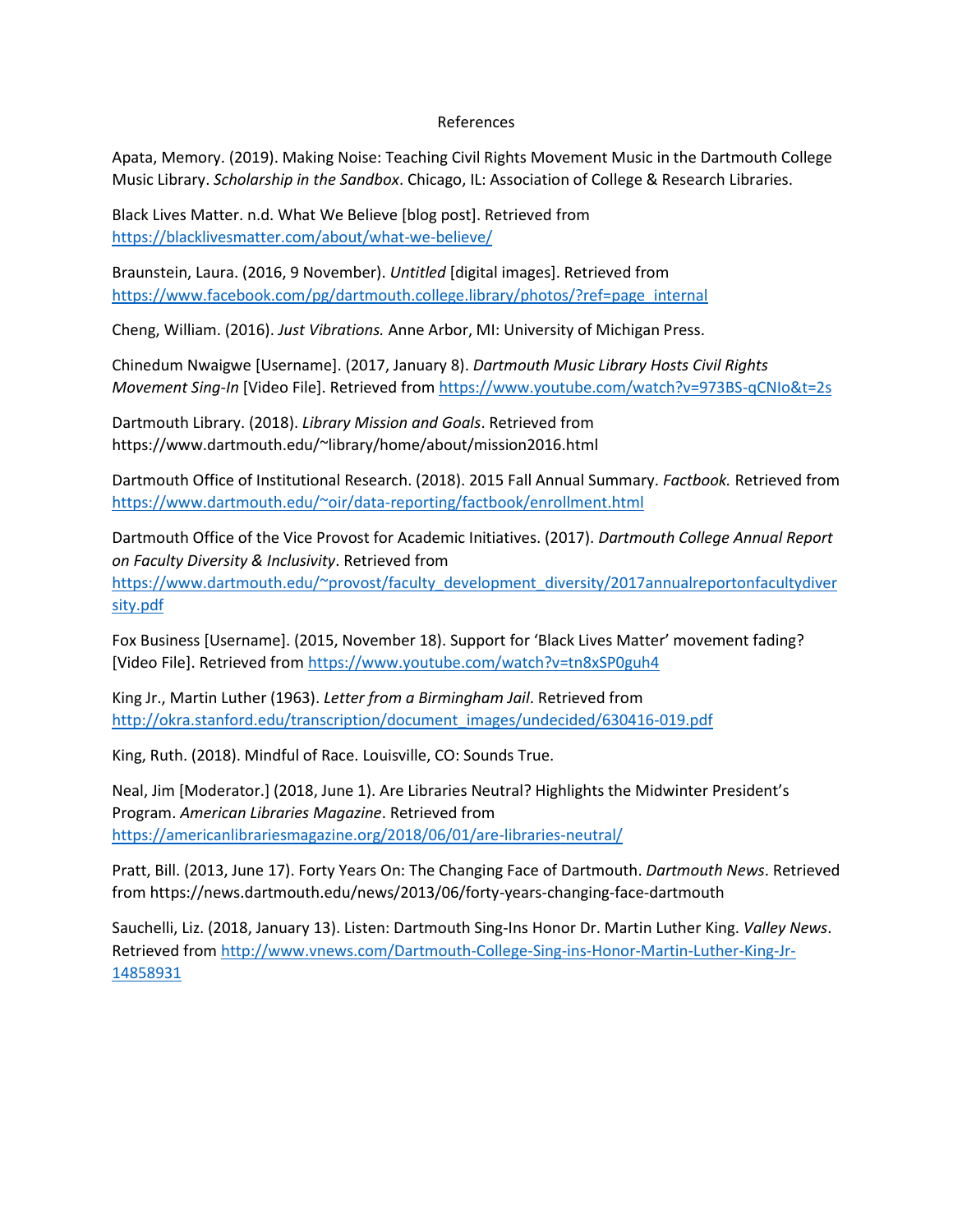# References

Apata, Memory. (2019). Making Noise: Teaching Civil Rights Movement Music in the Dartmouth College Music Library. *Scholarship in the Sandbox*. Chicago, IL: Association of College & Research Libraries.

Black Lives Matter. n.d. What We Believe [blog post]. Retrieved from https://blacklivesmatter.com/about/what-we-believe/

Braunstein, Laura. (2016, 9 November). *Untitled* [digital images]. Retrieved from https://www.facebook.com/pg/dartmouth.college.library/photos/?ref=page_internal

Cheng, William. (2016). *Just Vibrations.* Anne Arbor, MI: University of Michigan Press.

Chinedum Nwaigwe [Username]. (2017, January 8). *Dartmouth Music Library Hosts Civil Rights Movement Sing-In* [Video File]. Retrieved from https://www.youtube.com/watch?v=973BS-qCNIo&t=2s

Dartmouth Library. (2018). *Library Mission and Goals*. Retrieved from https://www.dartmouth.edu/~library/home/about/mission2016.html

Dartmouth Office of Institutional Research. (2018). 2015 Fall Annual Summary. *Factbook.* Retrieved from https://www.dartmouth.edu/~oir/data-reporting/factbook/enrollment.html

Dartmouth Office of the Vice Provost for Academic Initiatives. (2017). *Dartmouth College Annual Report on Faculty Diversity & Inclusivity*. Retrieved from https://www.dartmouth.edu/~provost/faculty_development_diversity/2017annualreportonfacultydiversity.pdf

Fox Business [Username]. (2015, November 18). Support for 'Black Lives Matter' movement fading? [Video File]. Retrieved from https://www.youtube.com/watch?v=tn8xSP0guh4

King Jr., Martin Luther (1963). *Letter from a Birmingham Jail*. Retrieved from http://okra.stanford.edu/transcription/document_images/undecided/630416-019.pdf

King, Ruth. (2018). Mindful of Race. Louisville, CO: Sounds True.

Neal, Jim [Moderator.] (2018, June 1). Are Libraries Neutral? Highlights the Midwinter President's Program. *American Libraries Magazine*. Retrieved from https://americanlibrariesmagazine.org/2018/06/01/are-libraries-neutral/

Pratt, Bill. (2013, June 17). Forty Years On: The Changing Face of Dartmouth. *Dartmouth News*. Retrieved from https://news.dartmouth.edu/news/2013/06/forty-years-changing-face-dartmouth

Sauchelli, Liz. (2018, January 13). Listen: Dartmouth Sing-Ins Honor Dr. Martin Luther King. *Valley News*. Retrieved from http://www.vnews.com/Dartmouth-College-Sing-ins-Honor-Martin-Luther-King-Jr-14858931